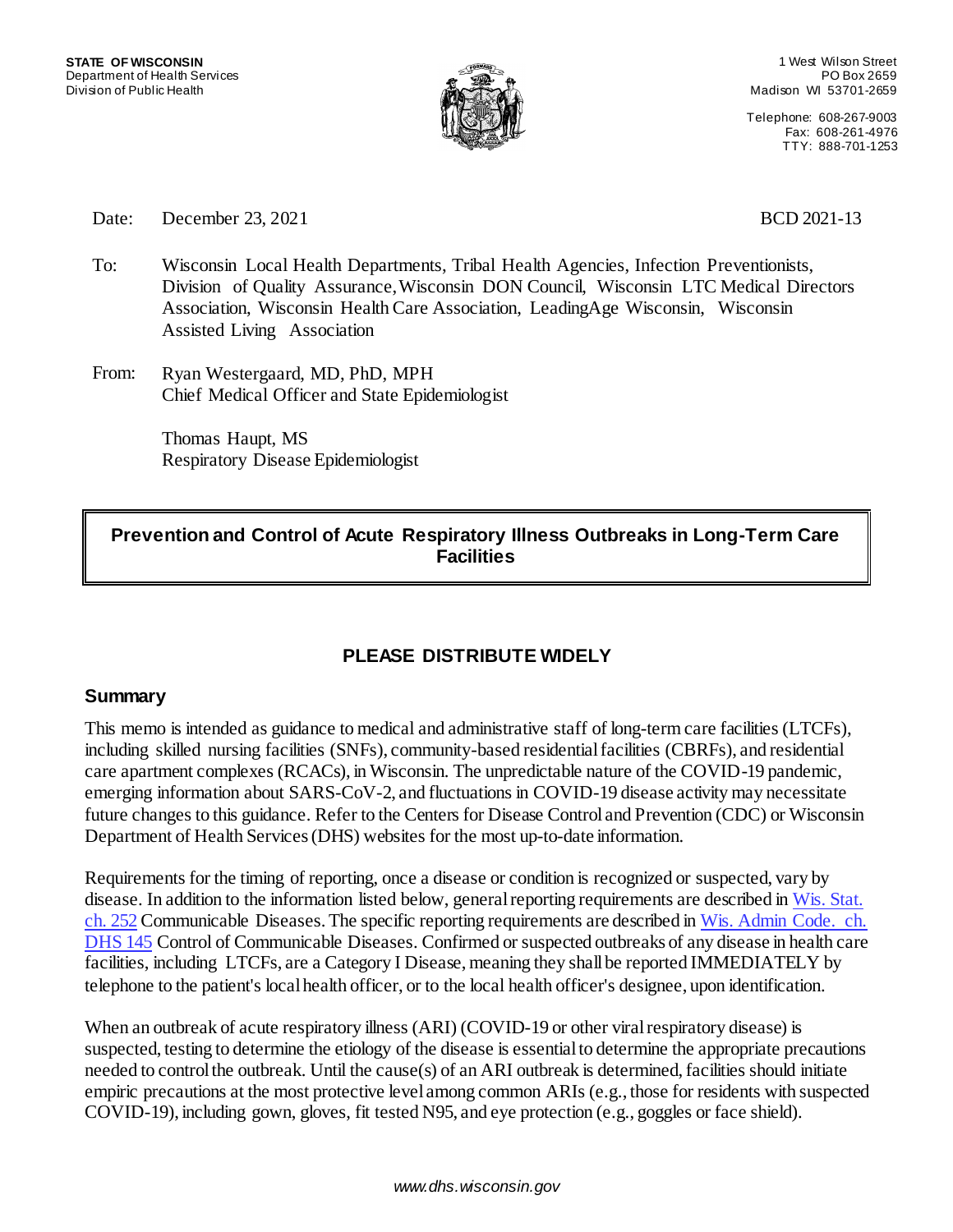**STATE OF WISCONSIN**
Department of Health Services
Division of Public Health

1 West Wilson Street
PO Box 2659
Madison WI 53701-2659

Telephone: 608-267-9003
Fax: 608-261-4976
TTY: 888-701-1253

Date: December 23, 2021 BCD 2021-13

To: Wisconsin Local Health Departments, Tribal Health Agencies, Infection Preventionists, Division of Quality Assurance, Wisconsin DON Council, Wisconsin LTC Medical Directors Association, Wisconsin Health Care Association, LeadingAge Wisconsin, Wisconsin Assisted Living Association

From: Ryan Westergaard, MD, PhD, MPH
Chief Medical Officer and State Epidemiologist

Thomas Haupt, MS
Respiratory Disease Epidemiologist

# Prevention and Control of Acute Respiratory Illness Outbreaks in Long-Term Care Facilities

## PLEASE DISTRIBUTE WIDELY

## Summary

This memo is intended as guidance to medical and administrative staff of long-term care facilities (LTCFs), including skilled nursing facilities (SNFs), community-based residential facilities (CBRFs), and residential care apartment complexes (RCACs), in Wisconsin. The unpredictable nature of the COVID-19 pandemic, emerging information about SARS-CoV-2, and fluctuations in COVID-19 disease activity may necessitate future changes to this guidance. Refer to the Centers for Disease Control and Prevention (CDC) or Wisconsin Department of Health Services (DHS) websites for the most up-to-date information.

Requirements for the timing of reporting, once a disease or condition is recognized or suspected, vary by disease. In addition to the information listed below, general reporting requirements are described in Wis. Stat. ch. 252 Communicable Diseases. The specific reporting requirements are described in Wis. Admin Code. ch. DHS 145 Control of Communicable Diseases. Confirmed or suspected outbreaks of any disease in health care facilities, including LTCFs, are a Category I Disease, meaning they shall be reported IMMEDIATELY by telephone to the patient's local health officer, or to the local health officer's designee, upon identification.

When an outbreak of acute respiratory illness (ARI) (COVID-19 or other viral respiratory disease) is suspected, testing to determine the etiology of the disease is essential to determine the appropriate precautions needed to control the outbreak. Until the cause(s) of an ARI outbreak is determined, facilities should initiate empiric precautions at the most protective level among common ARIs (e.g., those for residents with suspected COVID-19), including gown, gloves, fit tested N95, and eye protection (e.g., goggles or face shield).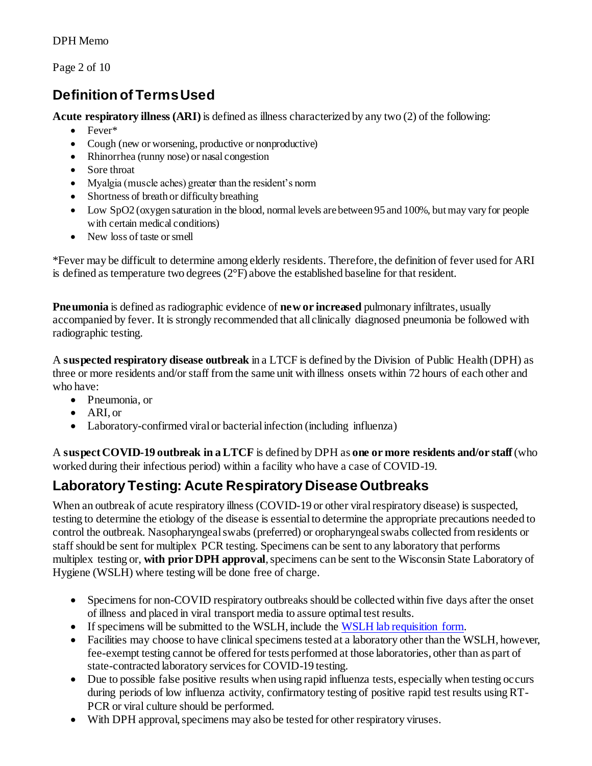## Definition of Terms Used

**Acute respiratory illness (ARI)** is defined as illness characterized by any two (2) of the following:

- Fever*
- Cough (new or worsening, productive or nonproductive)
- Rhinorrhea (runny nose) or nasal congestion
- Sore throat
- Myalgia (muscle aches) greater than the resident's norm
- Shortness of breath or difficulty breathing
- Low SpO2 (oxygen saturation in the blood, normal levels are between 95 and 100%, but may vary for people with certain medical conditions)
- New loss of taste or smell

*Fever may be difficult to determine among elderly residents. Therefore, the definition of fever used for ARI is defined as temperature two degrees (2°F) above the established baseline for that resident.

**Pneumonia** is defined as radiographic evidence of **new or increased** pulmonary infiltrates, usually accompanied by fever. It is strongly recommended that all clinically diagnosed pneumonia be followed with radiographic testing.

A **suspected respiratory disease outbreak** in a LTCF is defined by the Division of Public Health (DPH) as three or more residents and/or staff from the same unit with illness onsets within 72 hours of each other and who have:

- Pneumonia, or
- ARI, or
- Laboratory-confirmed viral or bacterial infection (including influenza)

A **suspect COVID-19 outbreak in a LTCF** is defined by DPH as **one or more residents and/or staff** (who worked during their infectious period) within a facility who have a case of COVID-19.

## Laboratory Testing: Acute Respiratory Disease Outbreaks

When an outbreak of acute respiratory illness (COVID-19 or other viral respiratory disease) is suspected, testing to determine the etiology of the disease is essential to determine the appropriate precautions needed to control the outbreak. Nasopharyngeal swabs (preferred) or oropharyngeal swabs collected from residents or staff should be sent for multiplex PCR testing. Specimens can be sent to any laboratory that performs multiplex testing or, **with prior DPH approval**, specimens can be sent to the Wisconsin State Laboratory of Hygiene (WSLH) where testing will be done free of charge.

- Specimens for non-COVID respiratory outbreaks should be collected within five days after the onset of illness and placed in viral transport media to assure optimal test results.
- If specimens will be submitted to the WSLH, include the WSLH lab requisition form.
- Facilities may choose to have clinical specimens tested at a laboratory other than the WSLH, however, fee-exempt testing cannot be offered for tests performed at those laboratories, other than as part of state-contracted laboratory services for COVID-19 testing.
- Due to possible false positive results when using rapid influenza tests, especially when testing occurs during periods of low influenza activity, confirmatory testing of positive rapid test results using RT-PCR or viral culture should be performed.
- With DPH approval, specimens may also be tested for other respiratory viruses.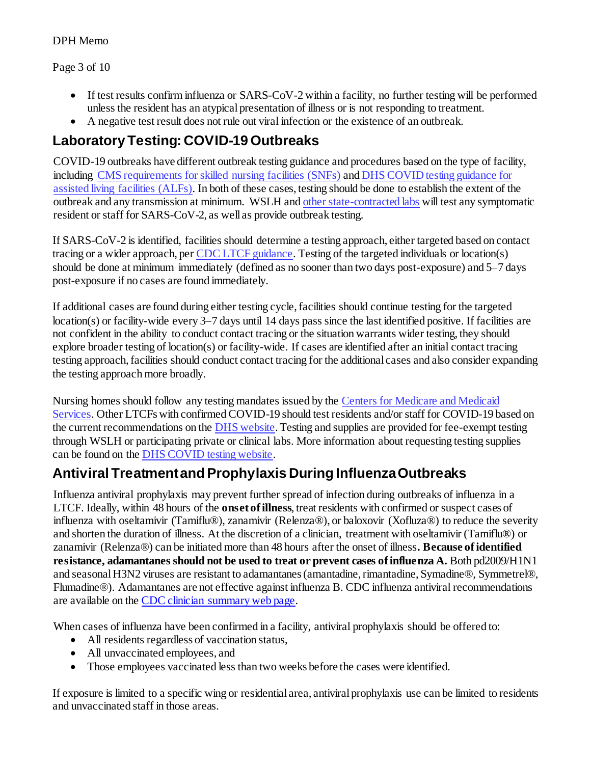- If test results confirm influenza or SARS-CoV-2 within a facility, no further testing will be performed unless the resident has an atypical presentation of illness or is not responding to treatment.
- A negative test result does not rule out viral infection or the existence of an outbreak.

## Laboratory Testing: COVID-19 Outbreaks

COVID-19 outbreaks have different outbreak testing guidance and procedures based on the type of facility, including CMS requirements for skilled nursing facilities (SNFs) and DHS COVID testing guidance for assisted living facilities (ALFs). In both of these cases, testing should be done to establish the extent of the outbreak and any transmission at minimum. WSLH and other state-contracted labs will test any symptomatic resident or staff for SARS-CoV-2, as well as provide outbreak testing.

If SARS-CoV-2 is identified, facilities should determine a testing approach, either targeted based on contact tracing or a wider approach, per CDC LTCF guidance. Testing of the targeted individuals or location(s) should be done at minimum immediately (defined as no sooner than two days post-exposure) and 5–7 days post-exposure if no cases are found immediately.

If additional cases are found during either testing cycle, facilities should continue testing for the targeted location(s) or facility-wide every 3–7 days until 14 days pass since the last identified positive. If facilities are not confident in the ability to conduct contact tracing or the situation warrants wider testing, they should explore broader testing of location(s) or facility-wide. If cases are identified after an initial contact tracing testing approach, facilities should conduct contact tracing for the additional cases and also consider expanding the testing approach more broadly.

Nursing homes should follow any testing mandates issued by the Centers for Medicare and Medicaid Services. Other LTCFs with confirmed COVID-19 should test residents and/or staff for COVID-19 based on the current recommendations on the DHS website. Testing and supplies are provided for fee-exempt testing through WSLH or participating private or clinical labs. More information about requesting testing supplies can be found on the DHS COVID testing website.

## Antiviral Treatment and Prophylaxis During Influenza Outbreaks

Influenza antiviral prophylaxis may prevent further spread of infection during outbreaks of influenza in a LTCF. Ideally, within 48 hours of the **onset of illness**, treat residents with confirmed or suspect cases of influenza with oseltamivir (Tamiflu®), zanamivir (Relenza®), or baloxovir (Xofluza®) to reduce the severity and shorten the duration of illness. At the discretion of a clinician, treatment with oseltamivir (Tamiflu®) or zanamivir (Relenza®) can be initiated more than 48 hours after the onset of illness**. Because of identified resistance, adamantanes should not be used to treat or prevent cases of influenza A.** Both pd2009/H1N1 and seasonal H3N2 viruses are resistant to adamantanes (amantadine, rimantadine, Symadine®, Symmetrel®, Flumadine®). Adamantanes are not effective against influenza B. CDC influenza antiviral recommendations are available on the CDC clinician summary web page.

When cases of influenza have been confirmed in a facility, antiviral prophylaxis should be offered to:

- All residents regardless of vaccination status,
- All unvaccinated employees, and
- Those employees vaccinated less than two weeks before the cases were identified.

If exposure is limited to a specific wing or residential area, antiviral prophylaxis use can be limited to residents and unvaccinated staff in those areas.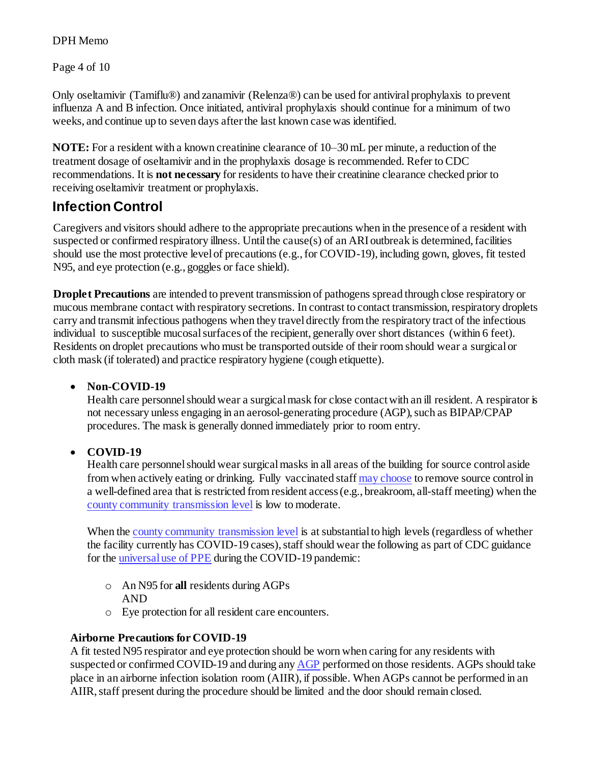Only oseltamivir (Tamiflu®) and zanamivir (Relenza®) can be used for antiviral prophylaxis to prevent influenza A and B infection. Once initiated, antiviral prophylaxis should continue for a minimum of two weeks, and continue up to seven days after the last known case was identified.

**NOTE:** For a resident with a known creatinine clearance of 10–30 mL per minute, a reduction of the treatment dosage of oseltamivir and in the prophylaxis dosage is recommended. Refer to CDC recommendations. It is **not necessary** for residents to have their creatinine clearance checked prior to receiving oseltamivir treatment or prophylaxis.

## Infection Control

Caregivers and visitors should adhere to the appropriate precautions when in the presence of a resident with suspected or confirmed respiratory illness. Until the cause(s) of an ARI outbreak is determined, facilities should use the most protective level of precautions (e.g., for COVID-19), including gown, gloves, fit tested N95, and eye protection (e.g., goggles or face shield).

**Droplet Precautions** are intended to prevent transmission of pathogens spread through close respiratory or mucous membrane contact with respiratory secretions. In contrast to contact transmission, respiratory droplets carry and transmit infectious pathogens when they travel directly from the respiratory tract of the infectious individual to susceptible mucosal surfaces of the recipient, generally over short distances (within 6 feet). Residents on droplet precautions who must be transported outside of their room should wear a surgical or cloth mask (if tolerated) and practice respiratory hygiene (cough etiquette).

- **Non-COVID-19**
  Health care personnel should wear a surgical mask for close contact with an ill resident. A respirator is not necessary unless engaging in an aerosol-generating procedure (AGP), such as BIPAP/CPAP procedures. The mask is generally donned immediately prior to room entry.

- **COVID-19**
  Health care personnel should wear surgical masks in all areas of the building for source control aside from when actively eating or drinking. Fully vaccinated staff may choose to remove source control in a well-defined area that is restricted from resident access (e.g., breakroom, all-staff meeting) when the county community transmission level is low to moderate.

  When the county community transmission level is at substantial to high levels (regardless of whether the facility currently has COVID-19 cases), staff should wear the following as part of CDC guidance for the universal use of PPE during the COVID-19 pandemic:

  - An N95 for **all** residents during AGPs
    AND
  - Eye protection for all resident care encounters.

**Airborne Precautions for COVID-19**
A fit tested N95 respirator and eye protection should be worn when caring for any residents with suspected or confirmed COVID-19 and during any AGP performed on those residents. AGPs should take place in an airborne infection isolation room (AIIR), if possible. When AGPs cannot be performed in an AIIR, staff present during the procedure should be limited and the door should remain closed.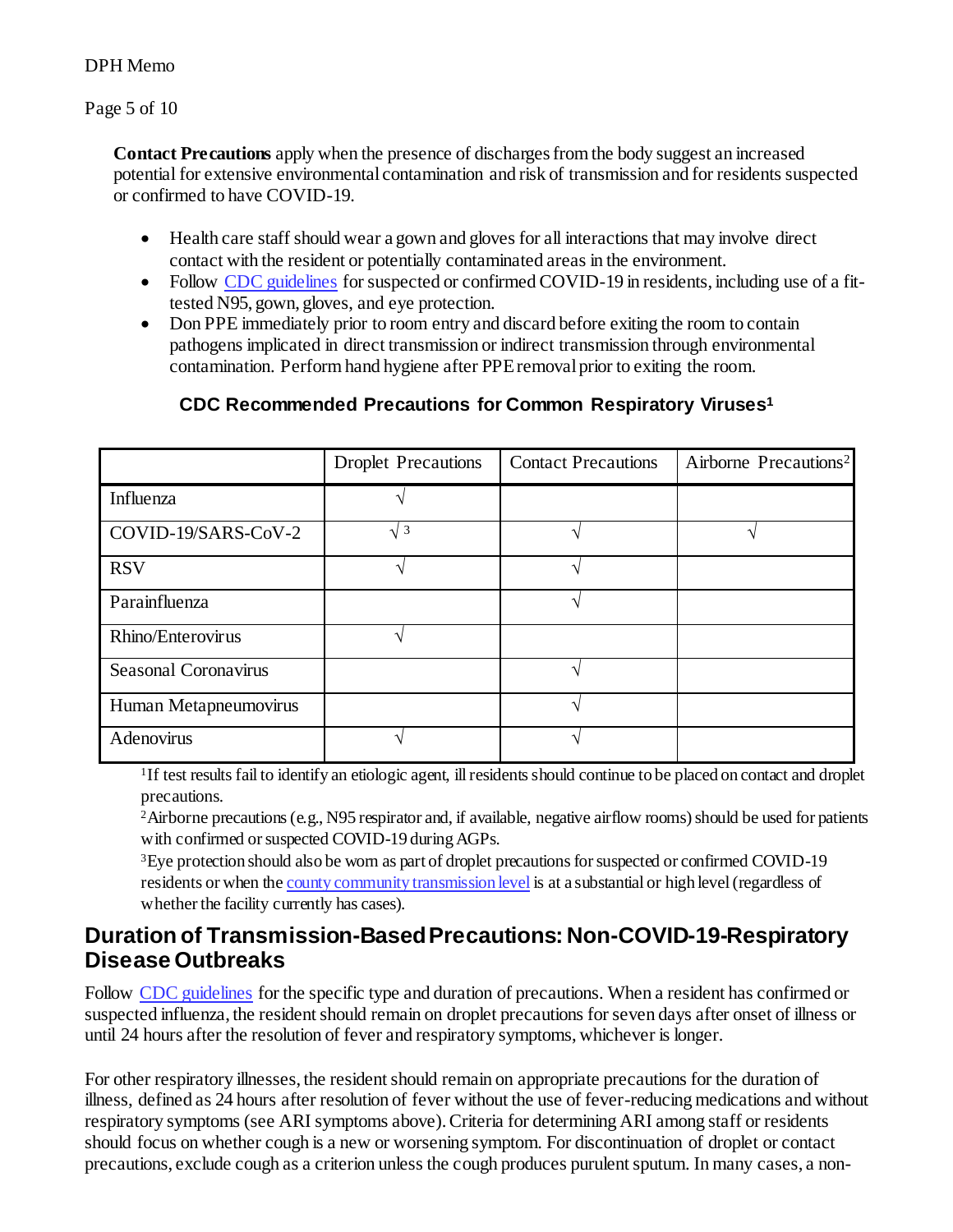**Contact Precautions** apply when the presence of discharges from the body suggest an increased potential for extensive environmental contamination and risk of transmission and for residents suspected or confirmed to have COVID-19.

- Health care staff should wear a gown and gloves for all interactions that may involve direct contact with the resident or potentially contaminated areas in the environment.
- Follow CDC guidelines for suspected or confirmed COVID-19 in residents, including use of a fit-tested N95, gown, gloves, and eye protection.
- Don PPE immediately prior to room entry and discard before exiting the room to contain pathogens implicated in direct transmission or indirect transmission through environmental contamination. Perform hand hygiene after PPE removal prior to exiting the room.

**CDC Recommended Precautions for Common Respiratory Viruses[1]**

| | Droplet Precautions | Contact Precautions | Airborne Precautions[2] |
|---|---|---|---|
| Influenza | √ | | |
| COVID-19/SARS-CoV-2 | √[3] | √ | √ |
| RSV | √ | √ | |
| Parainfluenza | | √ | |
| Rhino/Enterovirus | √ | | |
| Seasonal Coronavirus | | √ | |
| Human Metapneumovirus | | √ | |
| Adenovirus | √ | √ | |

[1]If test results fail to identify an etiologic agent, ill residents should continue to be placed on contact and droplet precautions.

[2]Airborne precautions (e.g., N95 respirator and, if available, negative airflow rooms) should be used for patients with confirmed or suspected COVID-19 during AGPs.

[3]Eye protection should also be worn as part of droplet precautions for suspected or confirmed COVID-19 residents or when the county community transmission level is at a substantial or high level (regardless of whether the facility currently has cases).

## Duration of Transmission-Based Precautions: Non-COVID-19-Respiratory Disease Outbreaks

Follow CDC guidelines for the specific type and duration of precautions. When a resident has confirmed or suspected influenza, the resident should remain on droplet precautions for seven days after onset of illness or until 24 hours after the resolution of fever and respiratory symptoms, whichever is longer.

For other respiratory illnesses, the resident should remain on appropriate precautions for the duration of illness, defined as 24 hours after resolution of fever without the use of fever-reducing medications and without respiratory symptoms (see ARI symptoms above). Criteria for determining ARI among staff or residents should focus on whether cough is a new or worsening symptom. For discontinuation of droplet or contact precautions, exclude cough as a criterion unless the cough produces purulent sputum. In many cases, a non-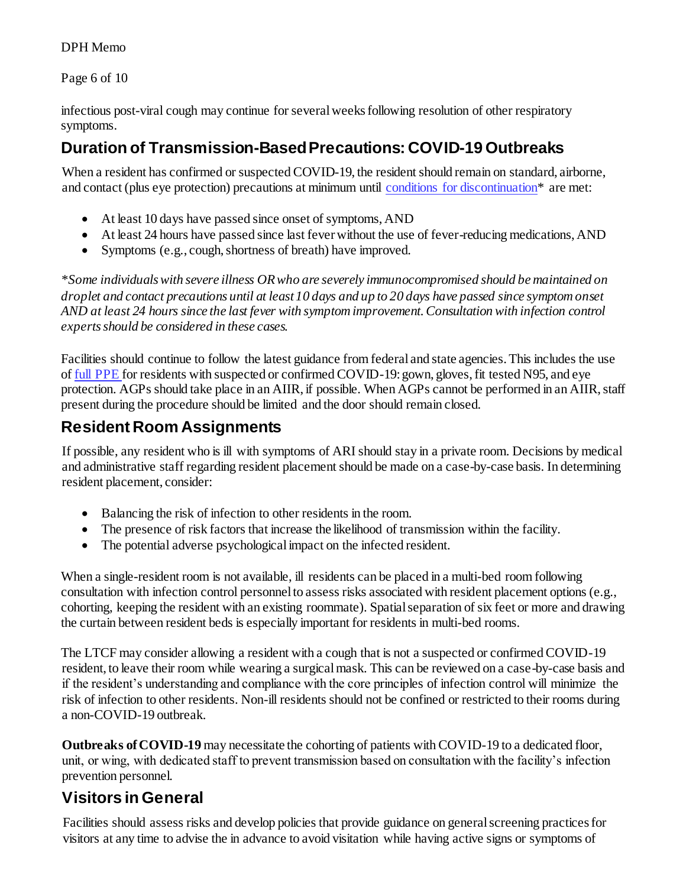infectious post-viral cough may continue for several weeks following resolution of other respiratory symptoms.

## Duration of Transmission-Based Precautions: COVID-19 Outbreaks

When a resident has confirmed or suspected COVID-19, the resident should remain on standard, airborne, and contact (plus eye protection) precautions at minimum until conditions for discontinuation* are met:

- At least 10 days have passed since onset of symptoms, AND
- At least 24 hours have passed since last fever without the use of fever-reducing medications, AND
- Symptoms (e.g., cough, shortness of breath) have improved.

*\*Some individuals with severe illness OR who are severely immunocompromised should be maintained on droplet and contact precautions until at least 10 days and up to 20 days have passed since symptom onset AND at least 24 hours since the last fever with symptom improvement. Consultation with infection control experts should be considered in these cases.*

Facilities should continue to follow the latest guidance from federal and state agencies. This includes the use of full PPE for residents with suspected or confirmed COVID-19: gown, gloves, fit tested N95, and eye protection. AGPs should take place in an AIIR, if possible. When AGPs cannot be performed in an AIIR, staff present during the procedure should be limited and the door should remain closed.

## Resident Room Assignments

If possible, any resident who is ill with symptoms of ARI should stay in a private room. Decisions by medical and administrative staff regarding resident placement should be made on a case-by-case basis. In determining resident placement, consider:

- Balancing the risk of infection to other residents in the room.
- The presence of risk factors that increase the likelihood of transmission within the facility.
- The potential adverse psychological impact on the infected resident.

When a single-resident room is not available, ill residents can be placed in a multi-bed room following consultation with infection control personnel to assess risks associated with resident placement options (e.g., cohorting, keeping the resident with an existing roommate). Spatial separation of six feet or more and drawing the curtain between resident beds is especially important for residents in multi-bed rooms.

The LTCF may consider allowing a resident with a cough that is not a suspected or confirmed COVID-19 resident, to leave their room while wearing a surgical mask. This can be reviewed on a case-by-case basis and if the resident's understanding and compliance with the core principles of infection control will minimize the risk of infection to other residents. Non-ill residents should not be confined or restricted to their rooms during a non-COVID-19 outbreak.

**Outbreaks of COVID-19** may necessitate the cohorting of patients with COVID-19 to a dedicated floor, unit, or wing, with dedicated staff to prevent transmission based on consultation with the facility's infection prevention personnel.

## Visitors in General

Facilities should assess risks and develop policies that provide guidance on general screening practices for visitors at any time to advise the in advance to avoid visitation while having active signs or symptoms of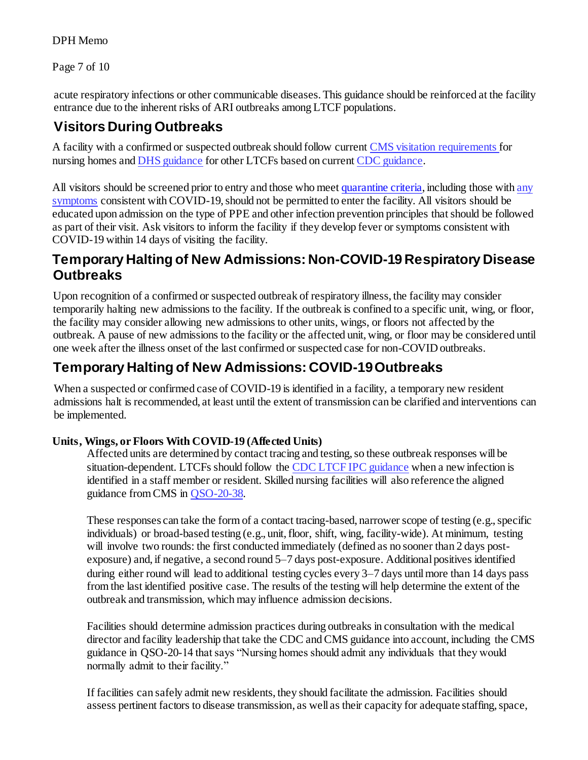acute respiratory infections or other communicable diseases. This guidance should be reinforced at the facility entrance due to the inherent risks of ARI outbreaks among LTCF populations.

## Visitors During Outbreaks

A facility with a confirmed or suspected outbreak should follow current CMS visitation requirements for nursing homes and DHS guidance for other LTCFs based on current CDC guidance.

All visitors should be screened prior to entry and those who meet quarantine criteria, including those with any symptoms consistent with COVID-19, should not be permitted to enter the facility. All visitors should be educated upon admission on the type of PPE and other infection prevention principles that should be followed as part of their visit. Ask visitors to inform the facility if they develop fever or symptoms consistent with COVID-19 within 14 days of visiting the facility.

## Temporary Halting of New Admissions: Non-COVID-19 Respiratory Disease Outbreaks

Upon recognition of a confirmed or suspected outbreak of respiratory illness, the facility may consider temporarily halting new admissions to the facility. If the outbreak is confined to a specific unit, wing, or floor, the facility may consider allowing new admissions to other units, wings, or floors not affected by the outbreak. A pause of new admissions to the facility or the affected unit, wing, or floor may be considered until one week after the illness onset of the last confirmed or suspected case for non-COVID outbreaks.

## Temporary Halting of New Admissions: COVID-19 Outbreaks

When a suspected or confirmed case of COVID-19 is identified in a facility, a temporary new resident admissions halt is recommended, at least until the extent of transmission can be clarified and interventions can be implemented.

### Units, Wings, or Floors With COVID-19 (Affected Units)

Affected units are determined by contact tracing and testing, so these outbreak responses will be situation-dependent. LTCFs should follow the CDC LTCF IPC guidance when a new infection is identified in a staff member or resident. Skilled nursing facilities will also reference the aligned guidance from CMS in QSO-20-38.

These responses can take the form of a contact tracing-based, narrower scope of testing (e.g., specific individuals) or broad-based testing (e.g., unit, floor, shift, wing, facility-wide). At minimum, testing will involve two rounds: the first conducted immediately (defined as no sooner than 2 days post-exposure) and, if negative, a second round 5–7 days post-exposure. Additional positives identified during either round will lead to additional testing cycles every 3–7 days until more than 14 days pass from the last identified positive case. The results of the testing will help determine the extent of the outbreak and transmission, which may influence admission decisions.

Facilities should determine admission practices during outbreaks in consultation with the medical director and facility leadership that take the CDC and CMS guidance into account, including the CMS guidance in QSO-20-14 that says "Nursing homes should admit any individuals that they would normally admit to their facility."

If facilities can safely admit new residents, they should facilitate the admission. Facilities should assess pertinent factors to disease transmission, as well as their capacity for adequate staffing, space,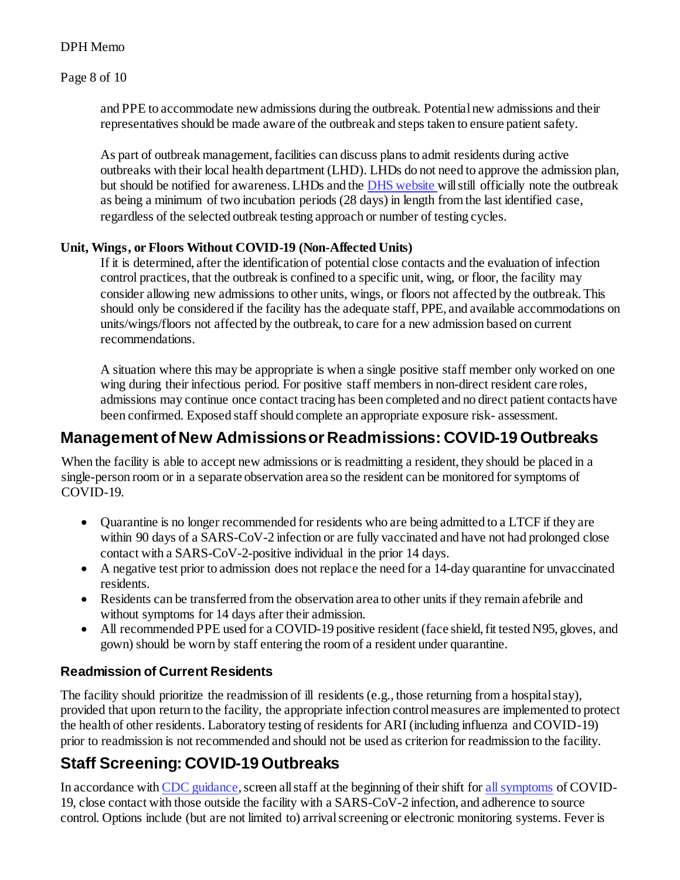and PPE to accommodate new admissions during the outbreak. Potential new admissions and their representatives should be made aware of the outbreak and steps taken to ensure patient safety.

As part of outbreak management, facilities can discuss plans to admit residents during active outbreaks with their local health department (LHD). LHDs do not need to approve the admission plan, but should be notified for awareness. LHDs and the [DHS website](#) will still officially note the outbreak as being a minimum of two incubation periods (28 days) in length from the last identified case, regardless of the selected outbreak testing approach or number of testing cycles.

**Unit, Wings, or Floors Without COVID-19 (Non-Affected Units)**

If it is determined, after the identification of potential close contacts and the evaluation of infection control practices, that the outbreak is confined to a specific unit, wing, or floor, the facility may consider allowing new admissions to other units, wings, or floors not affected by the outbreak. This should only be considered if the facility has the adequate staff, PPE, and available accommodations on units/wings/floors not affected by the outbreak, to care for a new admission based on current recommendations.

A situation where this may be appropriate is when a single positive staff member only worked on one wing during their infectious period. For positive staff members in non-direct resident care roles, admissions may continue once contact tracing has been completed and no direct patient contacts have been confirmed. Exposed staff should complete an appropriate exposure risk- assessment.

## Management of New Admissions or Readmissions: COVID-19 Outbreaks

When the facility is able to accept new admissions or is readmitting a resident, they should be placed in a single-person room or in a separate observation area so the resident can be monitored for symptoms of COVID-19.

- Quarantine is no longer recommended for residents who are being admitted to a LTCF if they are within 90 days of a SARS-CoV-2 infection or are fully vaccinated and have not had prolonged close contact with a SARS-CoV-2-positive individual in the prior 14 days.
- A negative test prior to admission does not replace the need for a 14-day quarantine for unvaccinated residents.
- Residents can be transferred from the observation area to other units if they remain afebrile and without symptoms for 14 days after their admission.
- All recommended PPE used for a COVID-19 positive resident (face shield, fit tested N95, gloves, and gown) should be worn by staff entering the room of a resident under quarantine.

### Readmission of Current Residents

The facility should prioritize the readmission of ill residents (e.g., those returning from a hospital stay), provided that upon return to the facility, the appropriate infection control measures are implemented to protect the health of other residents. Laboratory testing of residents for ARI (including influenza and COVID-19) prior to readmission is not recommended and should not be used as criterion for readmission to the facility.

## Staff Screening: COVID-19 Outbreaks

In accordance with [CDC guidance](#), screen all staff at the beginning of their shift for [all symptoms](#) of COVID-19, close contact with those outside the facility with a SARS-CoV-2 infection, and adherence to source control. Options include (but are not limited to) arrival screening or electronic monitoring systems. Fever is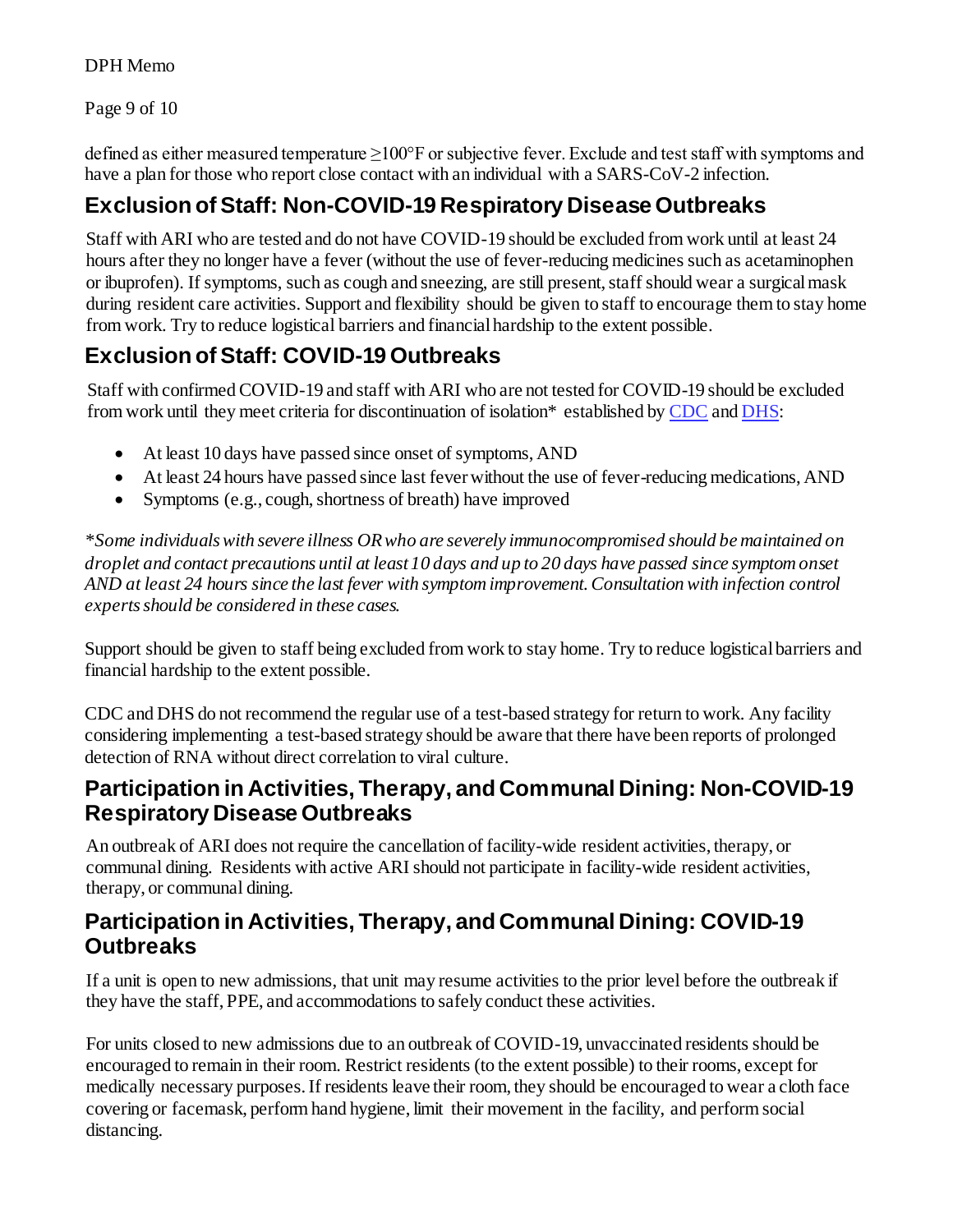defined as either measured temperature ≥100°F or subjective fever. Exclude and test staff with symptoms and have a plan for those who report close contact with an individual with a SARS-CoV-2 infection.

## Exclusion of Staff: Non-COVID-19 Respiratory Disease Outbreaks

Staff with ARI who are tested and do not have COVID-19 should be excluded from work until at least 24 hours after they no longer have a fever (without the use of fever-reducing medicines such as acetaminophen or ibuprofen). If symptoms, such as cough and sneezing, are still present, staff should wear a surgical mask during resident care activities. Support and flexibility should be given to staff to encourage them to stay home from work. Try to reduce logistical barriers and financial hardship to the extent possible.

## Exclusion of Staff: COVID-19 Outbreaks

Staff with confirmed COVID-19 and staff with ARI who are not tested for COVID-19 should be excluded from work until they meet criteria for discontinuation of isolation* established by CDC and DHS:

- At least 10 days have passed since onset of symptoms, AND
- At least 24 hours have passed since last fever without the use of fever-reducing medications, AND
- Symptoms (e.g., cough, shortness of breath) have improved

*\*Some individuals with severe illness OR who are severely immunocompromised should be maintained on droplet and contact precautions until at least 10 days and up to 20 days have passed since symptom onset AND at least 24 hours since the last fever with symptom improvement. Consultation with infection control experts should be considered in these cases.*

Support should be given to staff being excluded from work to stay home. Try to reduce logistical barriers and financial hardship to the extent possible.

CDC and DHS do not recommend the regular use of a test-based strategy for return to work. Any facility considering implementing a test-based strategy should be aware that there have been reports of prolonged detection of RNA without direct correlation to viral culture.

## Participation in Activities, Therapy, and Communal Dining: Non-COVID-19 Respiratory Disease Outbreaks

An outbreak of ARI does not require the cancellation of facility-wide resident activities, therapy, or communal dining. Residents with active ARI should not participate in facility-wide resident activities, therapy, or communal dining.

## Participation in Activities, Therapy, and Communal Dining: COVID-19 Outbreaks

If a unit is open to new admissions, that unit may resume activities to the prior level before the outbreak if they have the staff, PPE, and accommodations to safely conduct these activities.

For units closed to new admissions due to an outbreak of COVID-19, unvaccinated residents should be encouraged to remain in their room. Restrict residents (to the extent possible) to their rooms, except for medically necessary purposes. If residents leave their room, they should be encouraged to wear a cloth face covering or facemask, perform hand hygiene, limit their movement in the facility, and perform social distancing.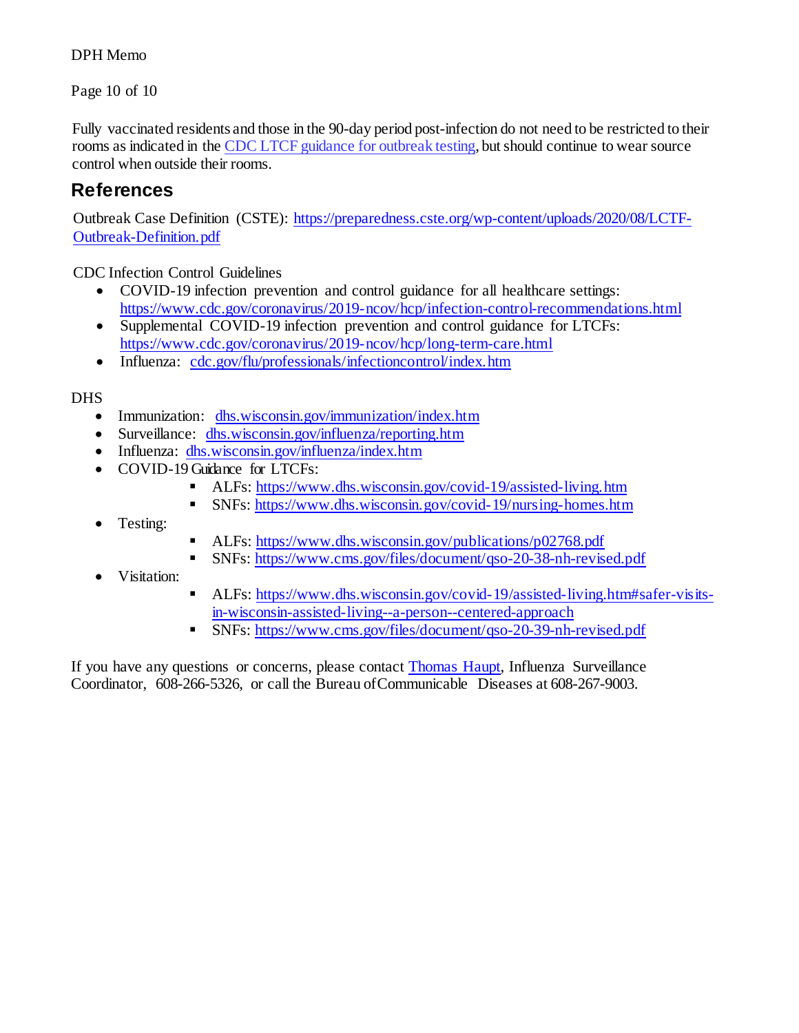Fully vaccinated residents and those in the 90-day period post-infection do not need to be restricted to their rooms as indicated in the [CDC LTCF guidance for outbreak testing](), but should continue to wear source control when outside their rooms.

## References

Outbreak Case Definition (CSTE): https://preparedness.cste.org/wp-content/uploads/2020/08/LCTF-Outbreak-Definition.pdf

CDC Infection Control Guidelines

- COVID-19 infection prevention and control guidance for all healthcare settings: https://www.cdc.gov/coronavirus/2019-ncov/hcp/infection-control-recommendations.html
- Supplemental COVID-19 infection prevention and control guidance for LTCFs: https://www.cdc.gov/coronavirus/2019-ncov/hcp/long-term-care.html
- Influenza: cdc.gov/flu/professionals/infectioncontrol/index.htm

DHS

- Immunization: dhs.wisconsin.gov/immunization/index.htm
- Surveillance: dhs.wisconsin.gov/influenza/reporting.htm
- Influenza: dhs.wisconsin.gov/influenza/index.htm
- COVID-19 Guidance for LTCFs:
  - ALFs: https://www.dhs.wisconsin.gov/covid-19/assisted-living.htm
  - SNFs: https://www.dhs.wisconsin.gov/covid-19/nursing-homes.htm
- Testing:
  - ALFs: https://www.dhs.wisconsin.gov/publications/p02768.pdf
  - SNFs: https://www.cms.gov/files/document/qso-20-38-nh-revised.pdf
- Visitation:
  - ALFs: https://www.dhs.wisconsin.gov/covid-19/assisted-living.htm#safer-visits-in-wisconsin-assisted-living--a-person--centered-approach
  - SNFs: https://www.cms.gov/files/document/qso-20-39-nh-revised.pdf

If you have any questions or concerns, please contact Thomas Haupt, Influenza Surveillance Coordinator, 608-266-5326, or call the Bureau of Communicable Diseases at 608-267-9003.